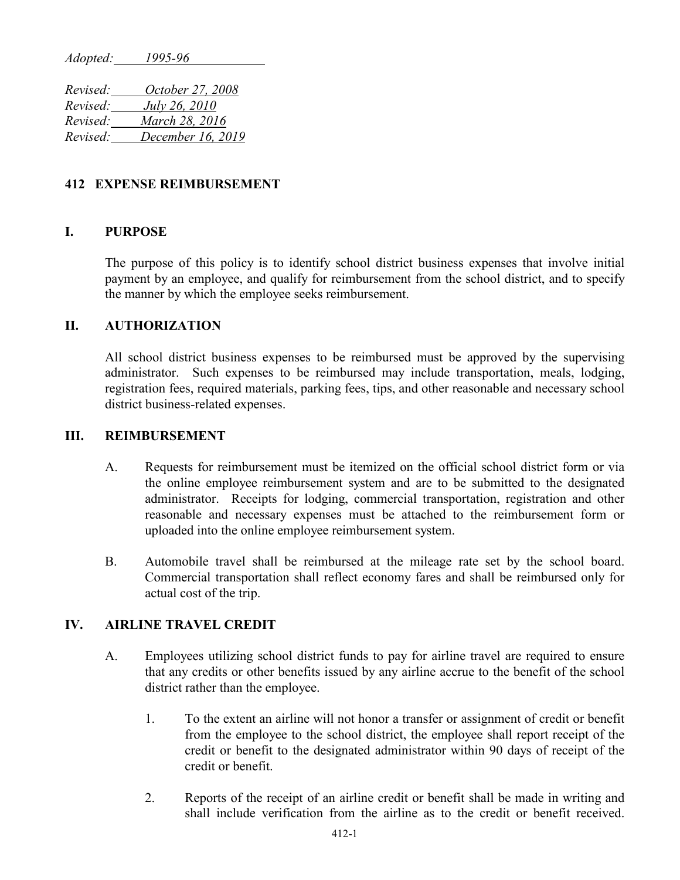*Adopted: 1995-96*

*Revised: October 27, 2008*
*Revised: July 26, 2010*
*Revised: March 28, 2016*
*Revised: December 16, 2019*

## 412 EXPENSE REIMBURSEMENT

### I. PURPOSE

The purpose of this policy is to identify school district business expenses that involve initial payment by an employee, and qualify for reimbursement from the school district, and to specify the manner by which the employee seeks reimbursement.

### II. AUTHORIZATION

All school district business expenses to be reimbursed must be approved by the supervising administrator. Such expenses to be reimbursed may include transportation, meals, lodging, registration fees, required materials, parking fees, tips, and other reasonable and necessary school district business-related expenses.

### III. REIMBURSEMENT

A. Requests for reimbursement must be itemized on the official school district form or via the online employee reimbursement system and are to be submitted to the designated administrator. Receipts for lodging, commercial transportation, registration and other reasonable and necessary expenses must be attached to the reimbursement form or uploaded into the online employee reimbursement system.

B. Automobile travel shall be reimbursed at the mileage rate set by the school board. Commercial transportation shall reflect economy fares and shall be reimbursed only for actual cost of the trip.

### IV. AIRLINE TRAVEL CREDIT

A. Employees utilizing school district funds to pay for airline travel are required to ensure that any credits or other benefits issued by any airline accrue to the benefit of the school district rather than the employee.

1. To the extent an airline will not honor a transfer or assignment of credit or benefit from the employee to the school district, the employee shall report receipt of the credit or benefit to the designated administrator within 90 days of receipt of the credit or benefit.

2. Reports of the receipt of an airline credit or benefit shall be made in writing and shall include verification from the airline as to the credit or benefit received.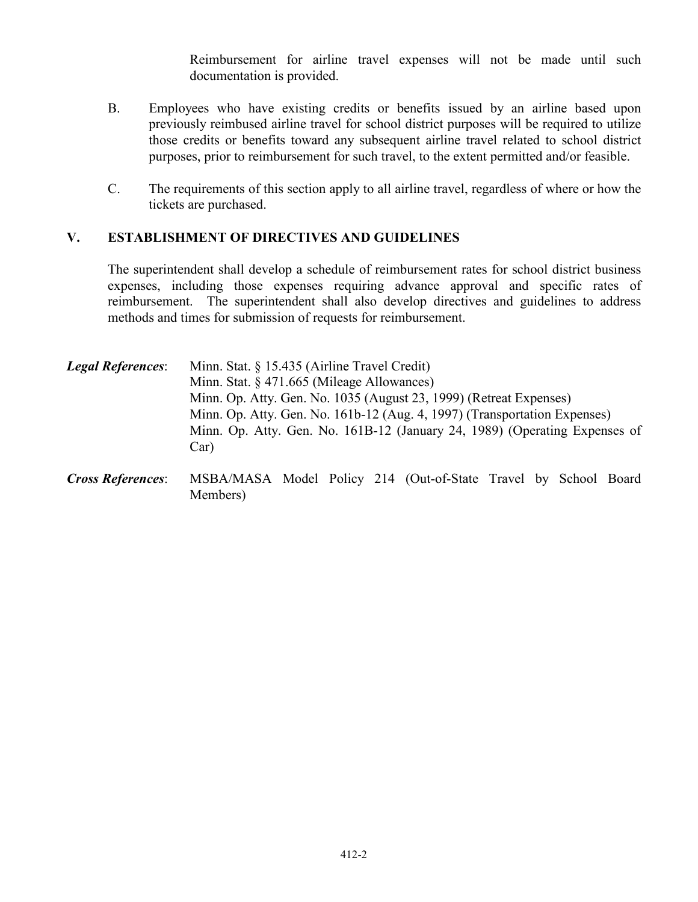Reimbursement for airline travel expenses will not be made until such documentation is provided.

B. Employees who have existing credits or benefits issued by an airline based upon previously reimbused airline travel for school district purposes will be required to utilize those credits or benefits toward any subsequent airline travel related to school district purposes, prior to reimbursement for such travel, to the extent permitted and/or feasible.

C. The requirements of this section apply to all airline travel, regardless of where or how the tickets are purchased.

## V. ESTABLISHMENT OF DIRECTIVES AND GUIDELINES

The superintendent shall develop a schedule of reimbursement rates for school district business expenses, including those expenses requiring advance approval and specific rates of reimbursement. The superintendent shall also develop directives and guidelines to address methods and times for submission of requests for reimbursement.

***Legal References***: Minn. Stat. § 15.435 (Airline Travel Credit)
Minn. Stat. § 471.665 (Mileage Allowances)
Minn. Op. Atty. Gen. No. 1035 (August 23, 1999) (Retreat Expenses)
Minn. Op. Atty. Gen. No. 161b-12 (Aug. 4, 1997) (Transportation Expenses)
Minn. Op. Atty. Gen. No. 161B-12 (January 24, 1989) (Operating Expenses of Car)

***Cross References***: MSBA/MASA Model Policy 214 (Out-of-State Travel by School Board Members)